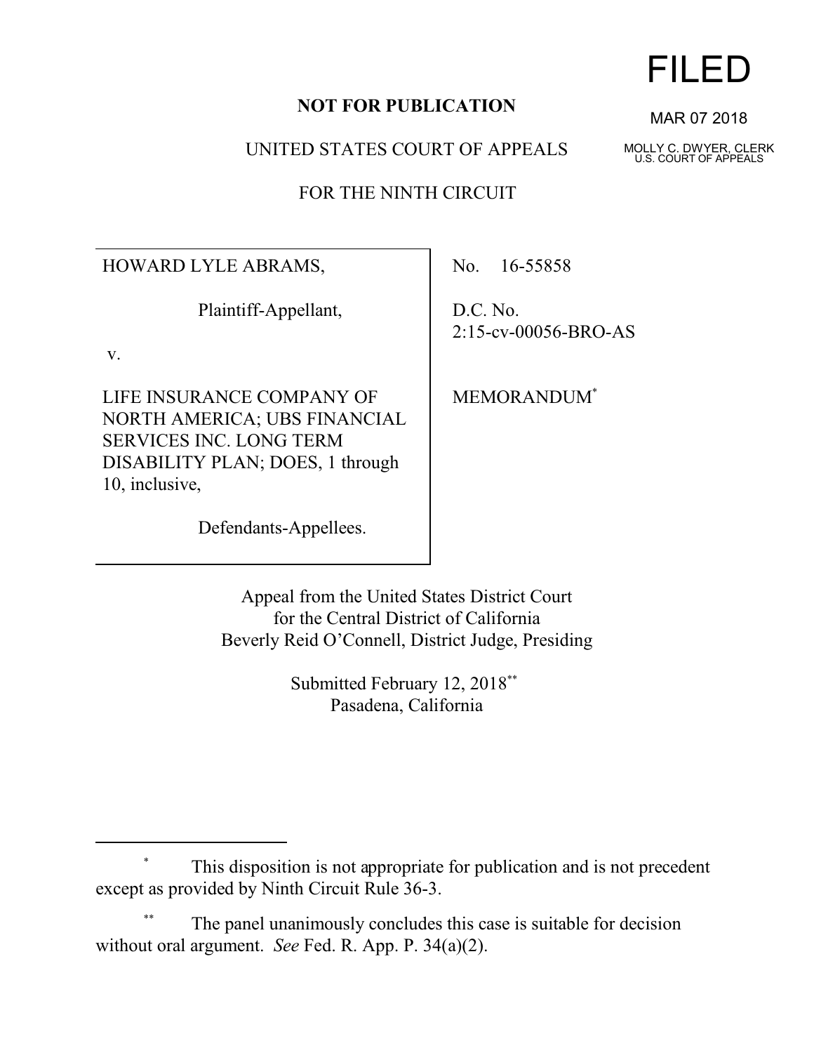FILED

MAR 07 2018

MOLLY C. DWYER, CLERK
U.S. COURT OF APPEALS

**NOT FOR PUBLICATION**

UNITED STATES COURT OF APPEALS

FOR THE NINTH CIRCUIT

| | |
|---|---|
| HOWARD LYLE ABRAMS,<br><br>Plaintiff-Appellant,<br><br>v.<br><br>LIFE INSURANCE COMPANY OF NORTH AMERICA; UBS FINANCIAL SERVICES INC. LONG TERM DISABILITY PLAN; DOES, 1 through 10, inclusive,<br><br>Defendants-Appellees. | No. 16-55858<br><br>D.C. No. 2:15-cv-00056-BRO-AS<br><br>MEMORANDUM* |

Appeal from the United States District Court
for the Central District of California
Beverly Reid O'Connell, District Judge, Presiding

Submitted February 12, 2018**
Pasadena, California

---

\* This disposition is not appropriate for publication and is not precedent except as provided by Ninth Circuit Rule 36-3.

\*\* The panel unanimously concludes this case is suitable for decision without oral argument. *See* Fed. R. App. P. 34(a)(2).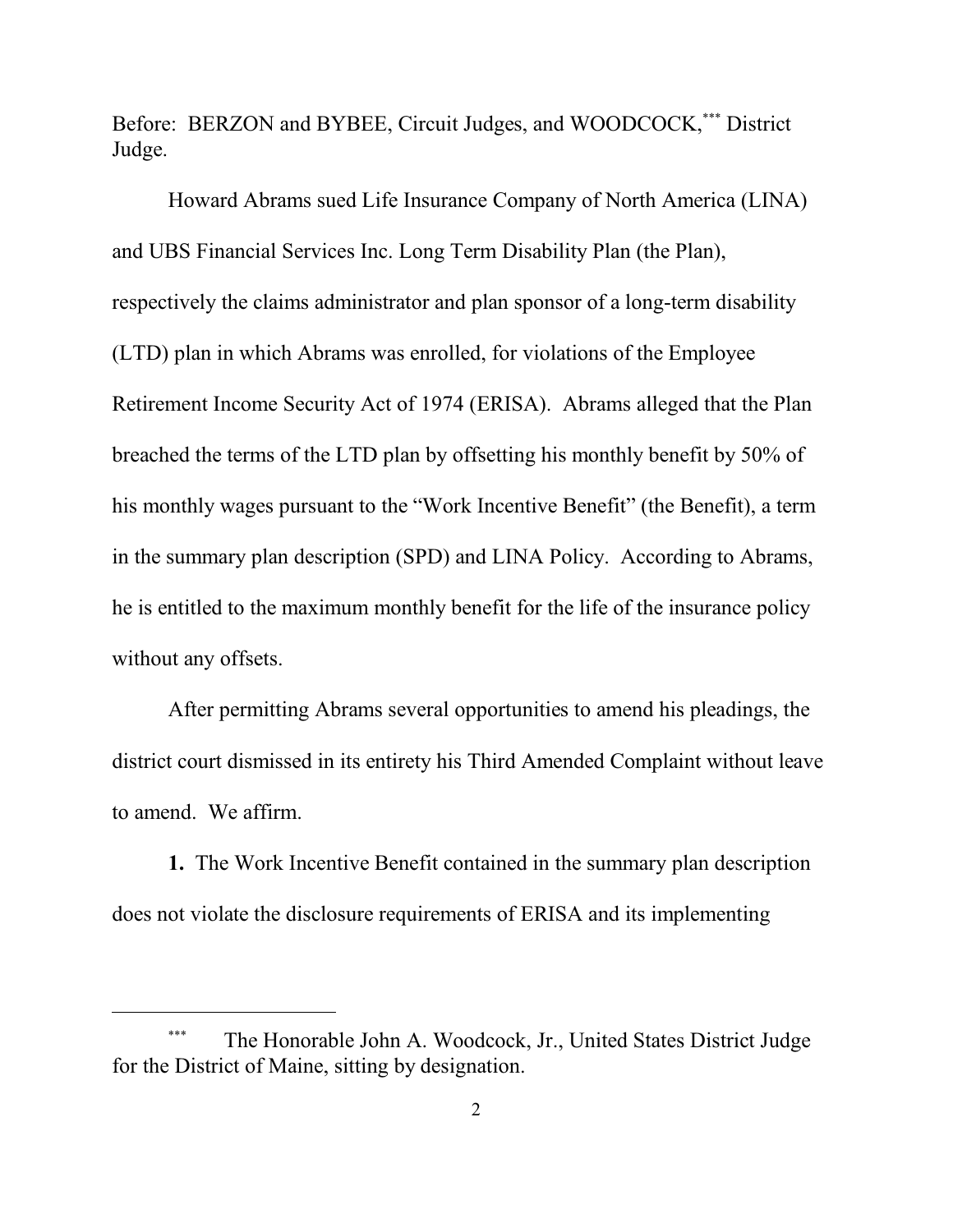Before: BERZON and BYBEE, Circuit Judges, and WOODCOCK,[***] District Judge.

Howard Abrams sued Life Insurance Company of North America (LINA) and UBS Financial Services Inc. Long Term Disability Plan (the Plan), respectively the claims administrator and plan sponsor of a long-term disability (LTD) plan in which Abrams was enrolled, for violations of the Employee Retirement Income Security Act of 1974 (ERISA). Abrams alleged that the Plan breached the terms of the LTD plan by offsetting his monthly benefit by 50% of his monthly wages pursuant to the "Work Incentive Benefit" (the Benefit), a term in the summary plan description (SPD) and LINA Policy. According to Abrams, he is entitled to the maximum monthly benefit for the life of the insurance policy without any offsets.

After permitting Abrams several opportunities to amend his pleadings, the district court dismissed in its entirety his Third Amended Complaint without leave to amend. We affirm.

**1.** The Work Incentive Benefit contained in the summary plan description does not violate the disclosure requirements of ERISA and its implementing

---

[***] The Honorable John A. Woodcock, Jr., United States District Judge for the District of Maine, sitting by designation.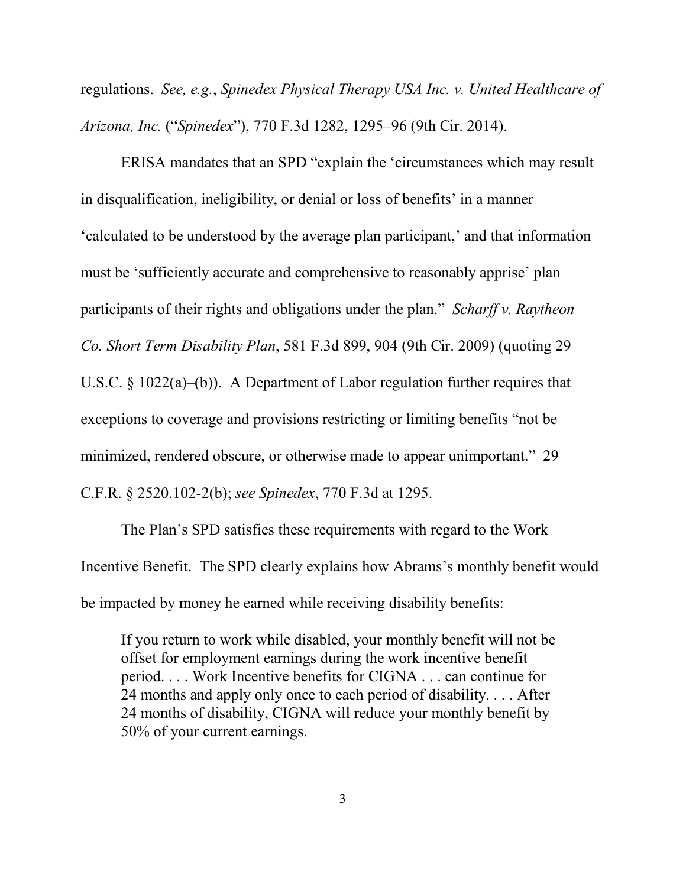regulations. *See, e.g.*, *Spinedex Physical Therapy USA Inc. v. United Healthcare of Arizona, Inc.* ("*Spinedex*"), 770 F.3d 1282, 1295–96 (9th Cir. 2014).

ERISA mandates that an SPD "explain the 'circumstances which may result in disqualification, ineligibility, or denial or loss of benefits' in a manner 'calculated to be understood by the average plan participant,' and that information must be 'sufficiently accurate and comprehensive to reasonably apprise' plan participants of their rights and obligations under the plan." *Scharff v. Raytheon Co. Short Term Disability Plan*, 581 F.3d 899, 904 (9th Cir. 2009) (quoting 29 U.S.C. § 1022(a)–(b)). A Department of Labor regulation further requires that exceptions to coverage and provisions restricting or limiting benefits "not be minimized, rendered obscure, or otherwise made to appear unimportant." 29 C.F.R. § 2520.102-2(b); *see Spinedex*, 770 F.3d at 1295.

The Plan's SPD satisfies these requirements with regard to the Work Incentive Benefit. The SPD clearly explains how Abrams's monthly benefit would be impacted by money he earned while receiving disability benefits:

> If you return to work while disabled, your monthly benefit will not be offset for employment earnings during the work incentive benefit period. . . . Work Incentive benefits for CIGNA . . . can continue for 24 months and apply only once to each period of disability. . . . After 24 months of disability, CIGNA will reduce your monthly benefit by 50% of your current earnings.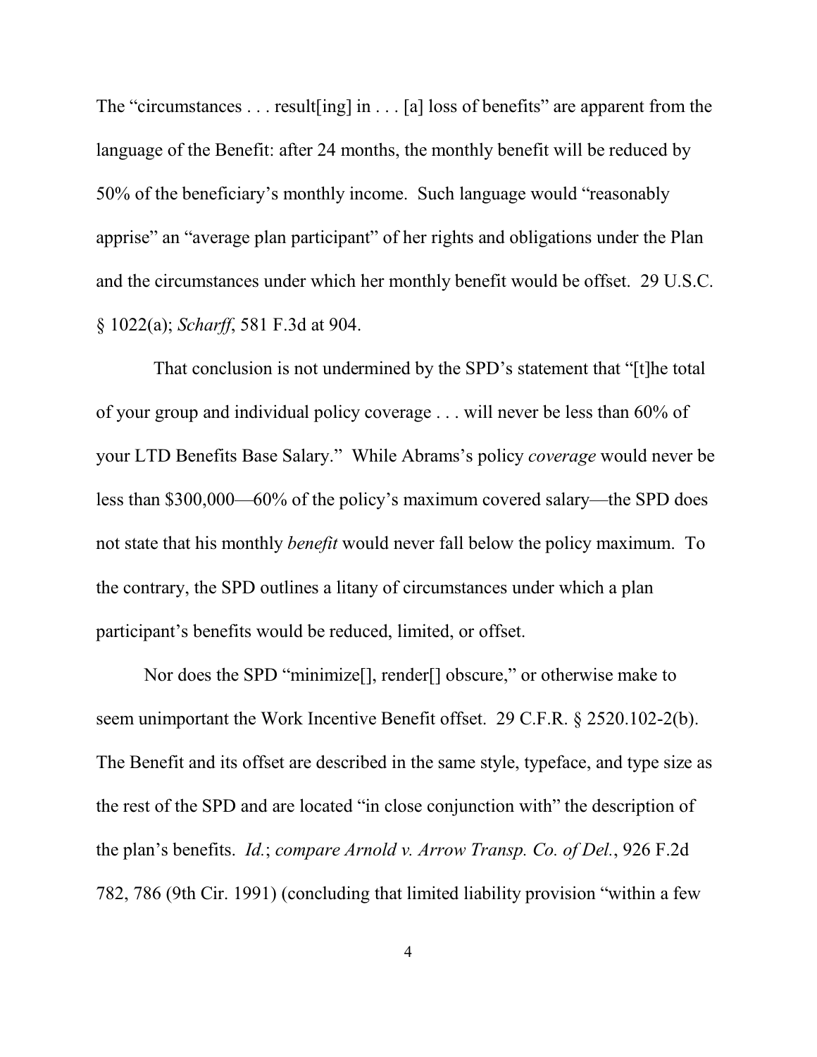The "circumstances . . . result[ing] in . . . [a] loss of benefits" are apparent from the language of the Benefit: after 24 months, the monthly benefit will be reduced by 50% of the beneficiary's monthly income. Such language would "reasonably apprise" an "average plan participant" of her rights and obligations under the Plan and the circumstances under which her monthly benefit would be offset. 29 U.S.C. § 1022(a); *Scharff*, 581 F.3d at 904.

That conclusion is not undermined by the SPD's statement that "[t]he total of your group and individual policy coverage . . . will never be less than 60% of your LTD Benefits Base Salary." While Abrams's policy *coverage* would never be less than $300,000—60% of the policy's maximum covered salary—the SPD does not state that his monthly *benefit* would never fall below the policy maximum. To the contrary, the SPD outlines a litany of circumstances under which a plan participant's benefits would be reduced, limited, or offset.

Nor does the SPD "minimize[], render[] obscure," or otherwise make to seem unimportant the Work Incentive Benefit offset. 29 C.F.R. § 2520.102-2(b). The Benefit and its offset are described in the same style, typeface, and type size as the rest of the SPD and are located "in close conjunction with" the description of the plan's benefits. *Id.*; *compare Arnold v. Arrow Transp. Co. of Del.*, 926 F.2d 782, 786 (9th Cir. 1991) (concluding that limited liability provision "within a few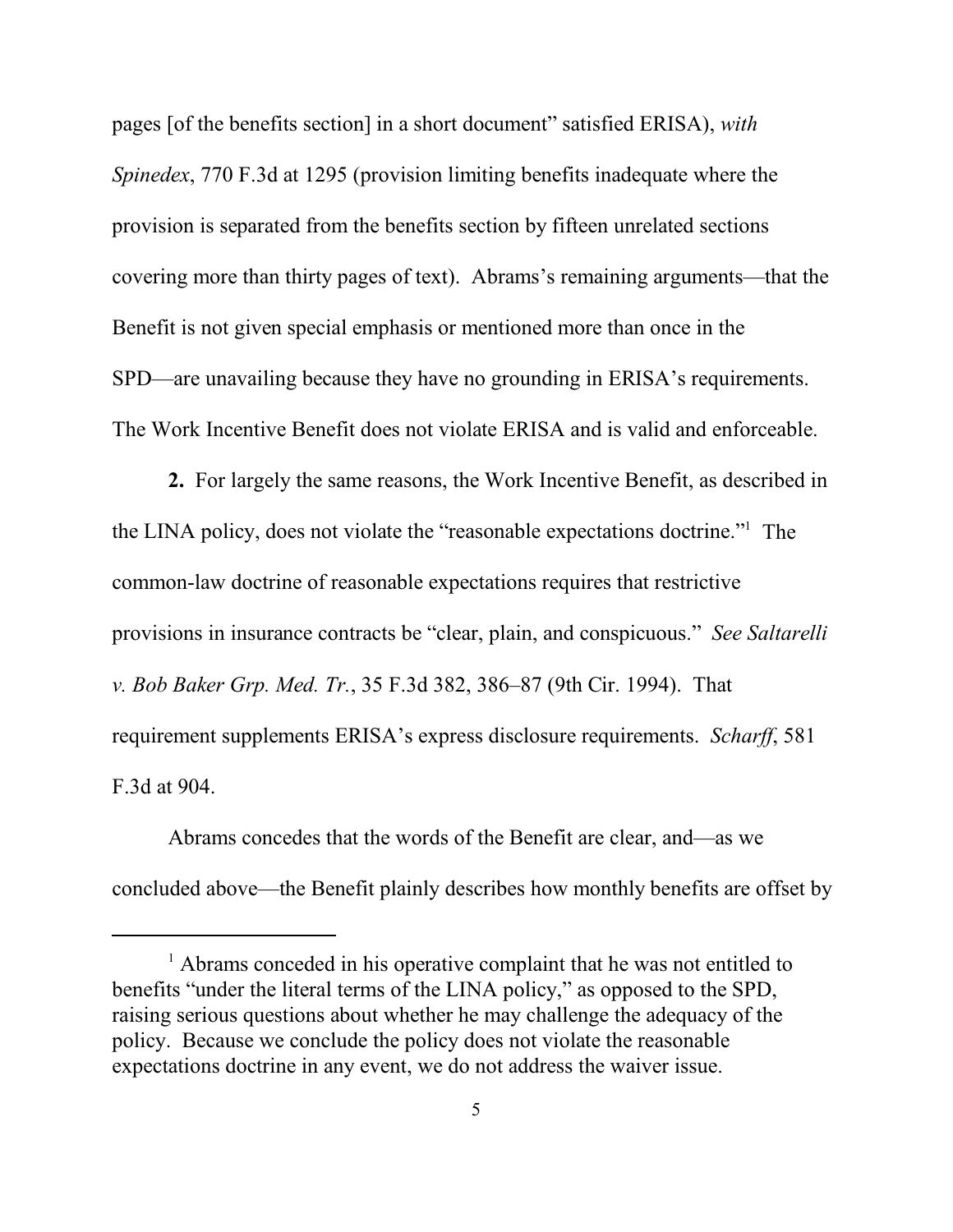pages [of the benefits section] in a short document" satisfied ERISA), *with Spinedex*, 770 F.3d at 1295 (provision limiting benefits inadequate where the provision is separated from the benefits section by fifteen unrelated sections covering more than thirty pages of text). Abrams's remaining arguments—that the Benefit is not given special emphasis or mentioned more than once in the SPD—are unavailing because they have no grounding in ERISA's requirements. The Work Incentive Benefit does not violate ERISA and is valid and enforceable.

**2.** For largely the same reasons, the Work Incentive Benefit, as described in the LINA policy, does not violate the "reasonable expectations doctrine."[1] The common-law doctrine of reasonable expectations requires that restrictive provisions in insurance contracts be "clear, plain, and conspicuous." *See Saltarelli v. Bob Baker Grp. Med. Tr.*, 35 F.3d 382, 386–87 (9th Cir. 1994). That requirement supplements ERISA's express disclosure requirements. *Scharff*, 581 F.3d at 904.

Abrams concedes that the words of the Benefit are clear, and—as we concluded above—the Benefit plainly describes how monthly benefits are offset by

[1] Abrams conceded in his operative complaint that he was not entitled to benefits "under the literal terms of the LINA policy," as opposed to the SPD, raising serious questions about whether he may challenge the adequacy of the policy. Because we conclude the policy does not violate the reasonable expectations doctrine in any event, we do not address the waiver issue.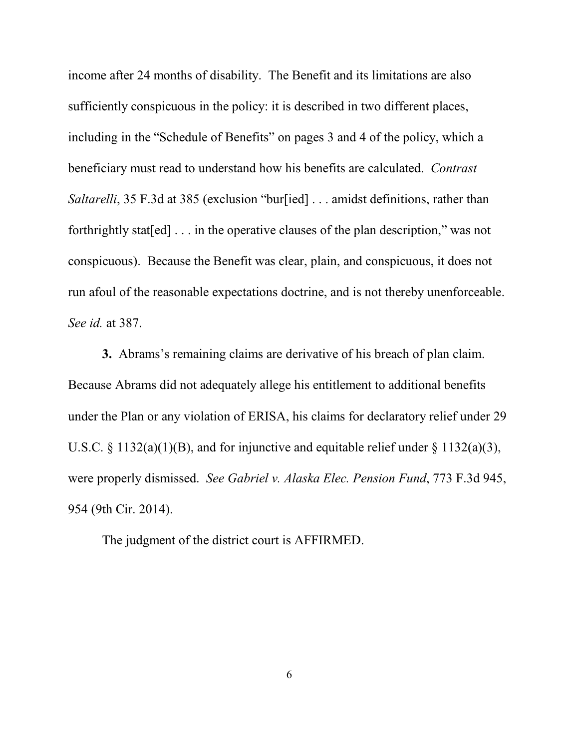income after 24 months of disability. The Benefit and its limitations are also sufficiently conspicuous in the policy: it is described in two different places, including in the "Schedule of Benefits" on pages 3 and 4 of the policy, which a beneficiary must read to understand how his benefits are calculated. *Contrast Saltarelli*, 35 F.3d at 385 (exclusion "bur[ied] . . . amidst definitions, rather than forthrightly stat[ed] . . . in the operative clauses of the plan description," was not conspicuous). Because the Benefit was clear, plain, and conspicuous, it does not run afoul of the reasonable expectations doctrine, and is not thereby unenforceable. *See id.* at 387.

**3.** Abrams's remaining claims are derivative of his breach of plan claim. Because Abrams did not adequately allege his entitlement to additional benefits under the Plan or any violation of ERISA, his claims for declaratory relief under 29 U.S.C. § 1132(a)(1)(B), and for injunctive and equitable relief under § 1132(a)(3), were properly dismissed. *See Gabriel v. Alaska Elec. Pension Fund*, 773 F.3d 945, 954 (9th Cir. 2014).

The judgment of the district court is AFFIRMED.